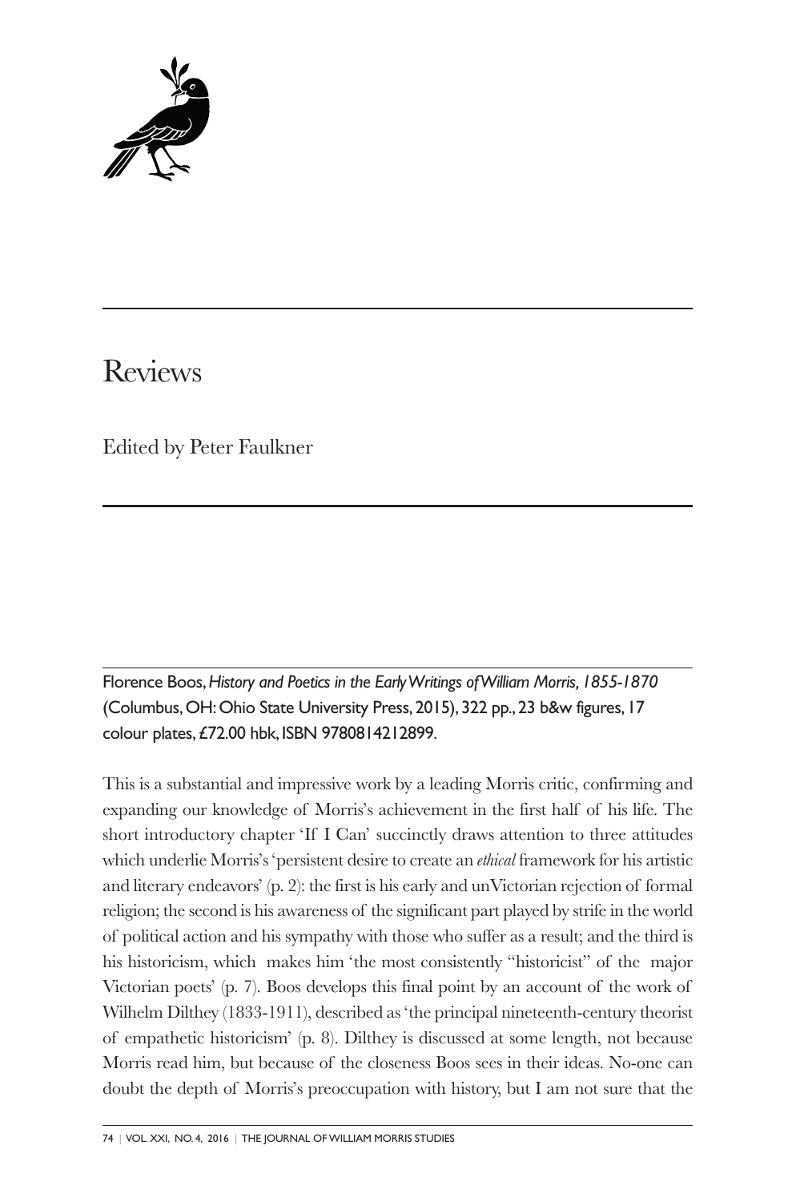# Reviews

Edited by Peter Faulkner

Florence Boos, *History and Poetics in the Early Writings of William Morris, 1855-1870* (Columbus, OH: Ohio State University Press, 2015), 322 pp., 23 b&w figures, 17 colour plates, £72.00 hbk, ISBN 9780814212899.

This is a substantial and impressive work by a leading Morris critic, confirming and expanding our knowledge of Morris's achievement in the first half of his life. The short introductory chapter 'If I Can' succinctly draws attention to three attitudes which underlie Morris's 'persistent desire to create an *ethical* framework for his artistic and literary endeavors' (p. 2): the first is his early and unVictorian rejection of formal religion; the second is his awareness of the significant part played by strife in the world of political action and his sympathy with those who suffer as a result; and the third is his historicism, which makes him 'the most consistently "historicist" of the major Victorian poets' (p. 7). Boos develops this final point by an account of the work of Wilhelm Dilthey (1833-1911), described as 'the principal nineteenth-century theorist of empathetic historicism' (p. 8). Dilthey is discussed at some length, not because Morris read him, but because of the closeness Boos sees in their ideas. No-one can doubt the depth of Morris's preoccupation with history, but I am not sure that the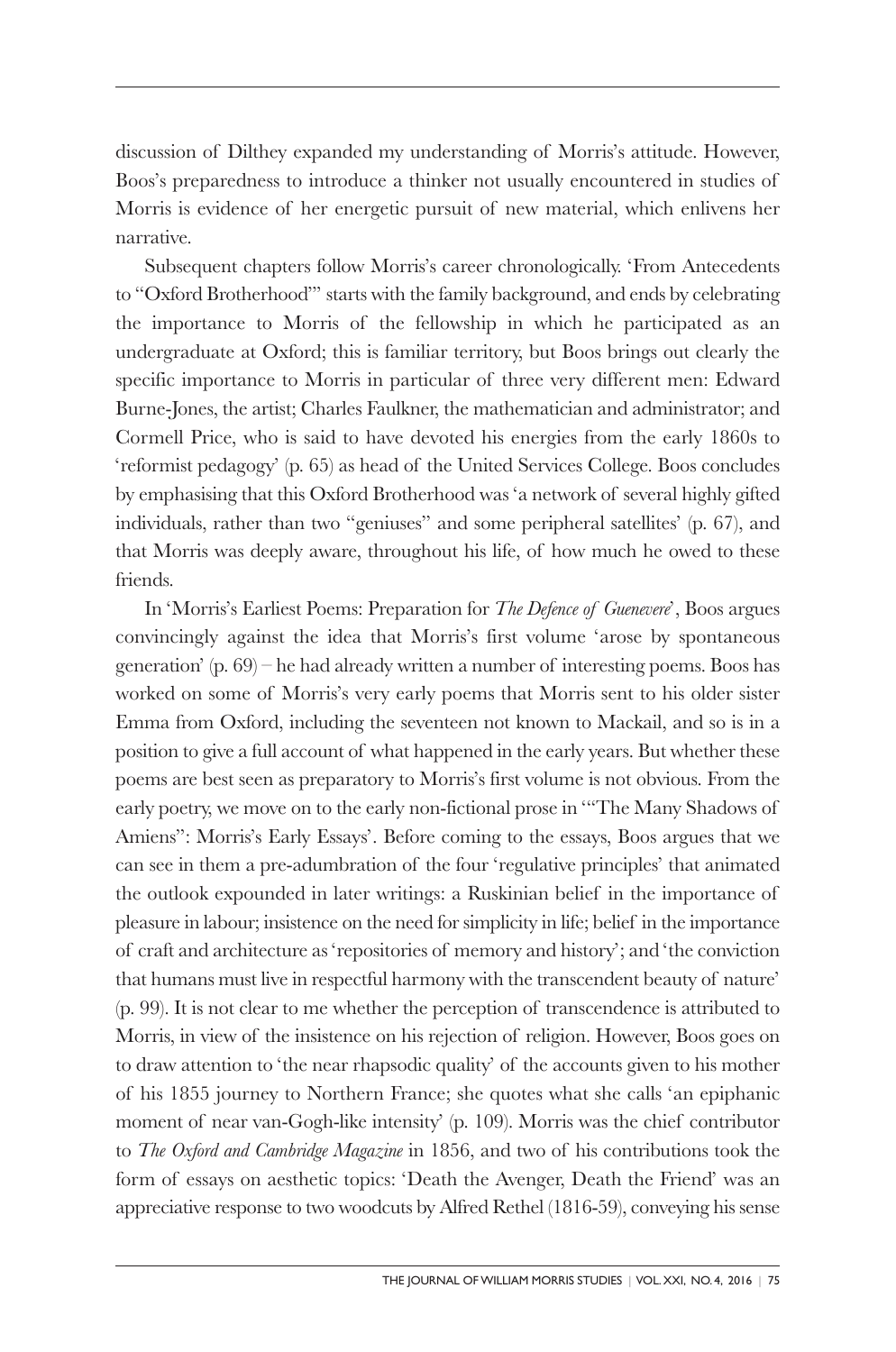discussion of Dilthey expanded my understanding of Morris's attitude. However, Boos's preparedness to introduce a thinker not usually encountered in studies of Morris is evidence of her energetic pursuit of new material, which enlivens her narrative.

Subsequent chapters follow Morris's career chronologically. 'From Antecedents to "Oxford Brotherhood"' starts with the family background, and ends by celebrating the importance to Morris of the fellowship in which he participated as an undergraduate at Oxford; this is familiar territory, but Boos brings out clearly the specific importance to Morris in particular of three very different men: Edward Burne-Jones, the artist; Charles Faulkner, the mathematician and administrator; and Cormell Price, who is said to have devoted his energies from the early 1860s to 'reformist pedagogy' (p. 65) as head of the United Services College. Boos concludes by emphasising that this Oxford Brotherhood was 'a network of several highly gifted individuals, rather than two "geniuses" and some peripheral satellites' (p. 67), and that Morris was deeply aware, throughout his life, of how much he owed to these friends.

In 'Morris's Earliest Poems: Preparation for *The Defence of Guenevere*', Boos argues convincingly against the idea that Morris's first volume 'arose by spontaneous generation' (p. 69) – he had already written a number of interesting poems. Boos has worked on some of Morris's very early poems that Morris sent to his older sister Emma from Oxford, including the seventeen not known to Mackail, and so is in a position to give a full account of what happened in the early years. But whether these poems are best seen as preparatory to Morris's first volume is not obvious. From the early poetry, we move on to the early non-fictional prose in '"The Many Shadows of Amiens": Morris's Early Essays'. Before coming to the essays, Boos argues that we can see in them a pre-adumbration of the four 'regulative principles' that animated the outlook expounded in later writings: a Ruskinian belief in the importance of pleasure in labour; insistence on the need for simplicity in life; belief in the importance of craft and architecture as 'repositories of memory and history'; and 'the conviction that humans must live in respectful harmony with the transcendent beauty of nature' (p. 99). It is not clear to me whether the perception of transcendence is attributed to Morris, in view of the insistence on his rejection of religion. However, Boos goes on to draw attention to 'the near rhapsodic quality' of the accounts given to his mother of his 1855 journey to Northern France; she quotes what she calls 'an epiphanic moment of near van-Gogh-like intensity' (p. 109). Morris was the chief contributor to *The Oxford and Cambridge Magazine* in 1856, and two of his contributions took the form of essays on aesthetic topics: 'Death the Avenger, Death the Friend' was an appreciative response to two woodcuts by Alfred Rethel (1816-59), conveying his sense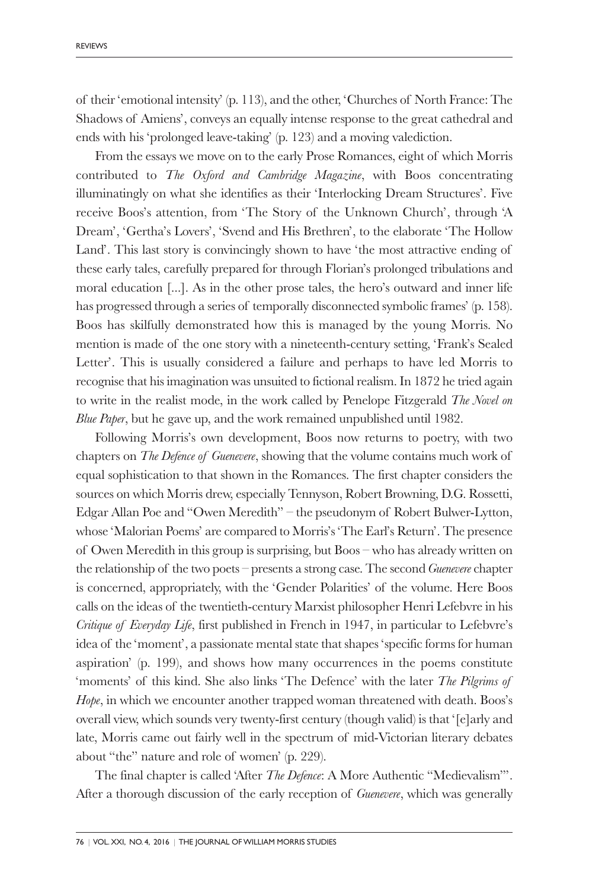of their 'emotional intensity' (p. 113), and the other, 'Churches of North France: The Shadows of Amiens', conveys an equally intense response to the great cathedral and ends with his 'prolonged leave-taking' (p. 123) and a moving valediction.

From the essays we move on to the early Prose Romances, eight of which Morris contributed to *The Oxford and Cambridge Magazine*, with Boos concentrating illuminatingly on what she identifies as their 'Interlocking Dream Structures'. Five receive Boos's attention, from 'The Story of the Unknown Church', through 'A Dream', 'Gertha's Lovers', 'Svend and His Brethren', to the elaborate 'The Hollow Land'. This last story is convincingly shown to have 'the most attractive ending of these early tales, carefully prepared for through Florian's prolonged tribulations and moral education [...]. As in the other prose tales, the hero's outward and inner life has progressed through a series of temporally disconnected symbolic frames' (p. 158). Boos has skilfully demonstrated how this is managed by the young Morris. No mention is made of the one story with a nineteenth-century setting, 'Frank's Sealed Letter'. This is usually considered a failure and perhaps to have led Morris to recognise that his imagination was unsuited to fictional realism. In 1872 he tried again to write in the realist mode, in the work called by Penelope Fitzgerald *The Novel on Blue Paper*, but he gave up, and the work remained unpublished until 1982.

Following Morris's own development, Boos now returns to poetry, with two chapters on *The Defence of Guenevere*, showing that the volume contains much work of equal sophistication to that shown in the Romances. The first chapter considers the sources on which Morris drew, especially Tennyson, Robert Browning, D.G. Rossetti, Edgar Allan Poe and "Owen Meredith" – the pseudonym of Robert Bulwer-Lytton, whose 'Malorian Poems' are compared to Morris's 'The Earl's Return'. The presence of Owen Meredith in this group is surprising, but Boos – who has already written on the relationship of the two poets – presents a strong case. The second *Guenevere* chapter is concerned, appropriately, with the 'Gender Polarities' of the volume. Here Boos calls on the ideas of the twentieth-century Marxist philosopher Henri Lefebvre in his *Critique of Everyday Life*, first published in French in 1947, in particular to Lefebvre's idea of the 'moment', a passionate mental state that shapes 'specific forms for human aspiration' (p. 199), and shows how many occurrences in the poems constitute 'moments' of this kind. She also links 'The Defence' with the later *The Pilgrims of Hope*, in which we encounter another trapped woman threatened with death. Boos's overall view, which sounds very twenty-first century (though valid) is that '[e]arly and late, Morris came out fairly well in the spectrum of mid-Victorian literary debates about "the" nature and role of women' (p. 229).

The final chapter is called 'After *The Defence*: A More Authentic "Medievalism"'. After a thorough discussion of the early reception of *Guenevere*, which was generally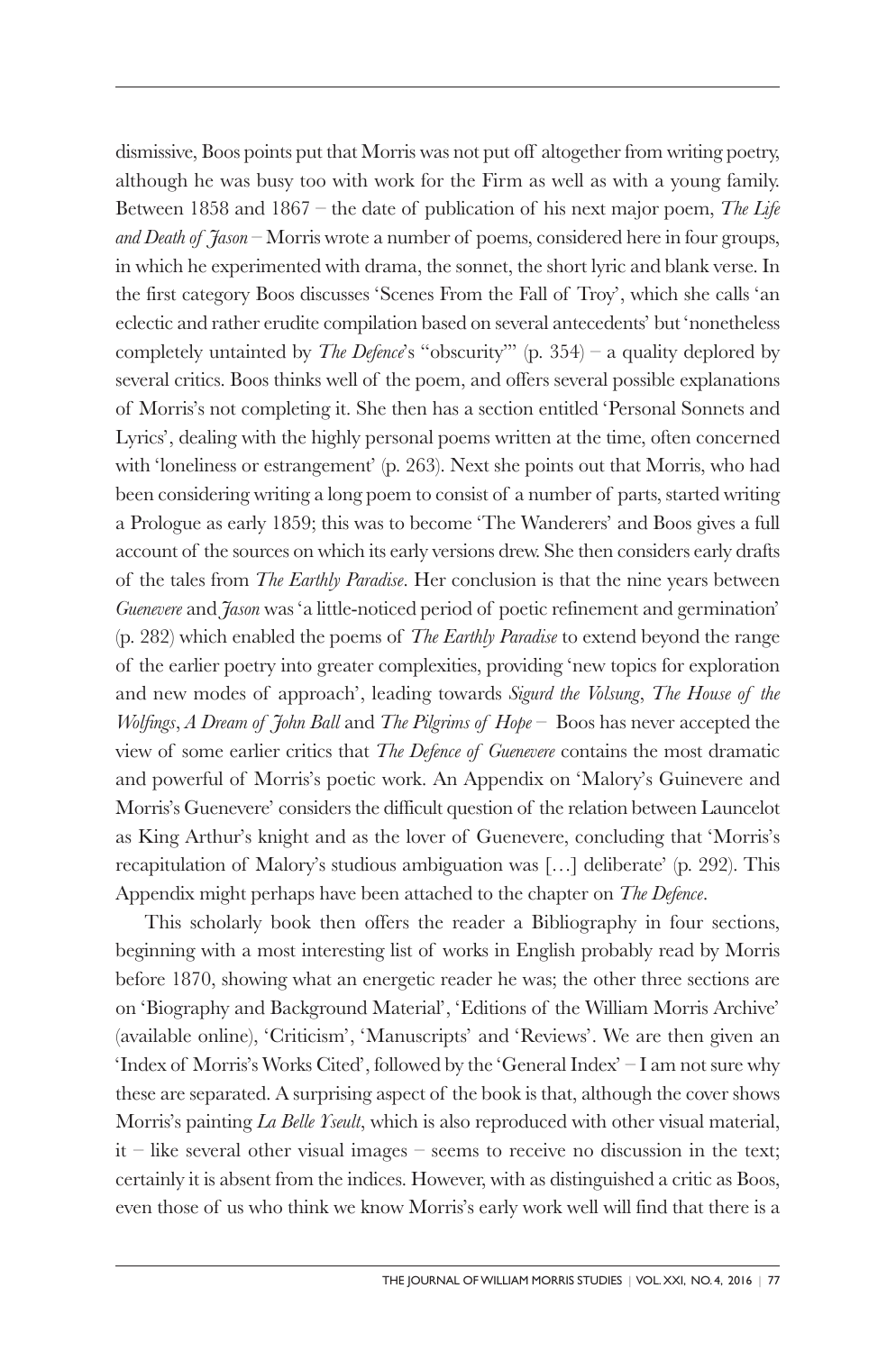dismissive, Boos points put that Morris was not put off altogether from writing poetry, although he was busy too with work for the Firm as well as with a young family. Between 1858 and 1867 – the date of publication of his next major poem, *The Life and Death of Jason* – Morris wrote a number of poems, considered here in four groups, in which he experimented with drama, the sonnet, the short lyric and blank verse. In the first category Boos discusses 'Scenes From the Fall of Troy', which she calls 'an eclectic and rather erudite compilation based on several antecedents' but 'nonetheless completely untainted by *The Defence*'s "obscurity"' (p. 354) – a quality deplored by several critics. Boos thinks well of the poem, and offers several possible explanations of Morris's not completing it. She then has a section entitled 'Personal Sonnets and Lyrics', dealing with the highly personal poems written at the time, often concerned with 'loneliness or estrangement' (p. 263). Next she points out that Morris, who had been considering writing a long poem to consist of a number of parts, started writing a Prologue as early 1859; this was to become 'The Wanderers' and Boos gives a full account of the sources on which its early versions drew. She then considers early drafts of the tales from *The Earthly Paradise*. Her conclusion is that the nine years between *Guenevere* and *Jason* was 'a little-noticed period of poetic refinement and germination' (p. 282) which enabled the poems of *The Earthly Paradise* to extend beyond the range of the earlier poetry into greater complexities, providing 'new topics for exploration and new modes of approach', leading towards *Sigurd the Volsung*, *The House of the Wolfings*, *A Dream of John Ball* and *The Pilgrims of Hope* – Boos has never accepted the view of some earlier critics that *The Defence of Guenevere* contains the most dramatic and powerful of Morris's poetic work. An Appendix on 'Malory's Guinevere and Morris's Guenevere' considers the difficult question of the relation between Launcelot as King Arthur's knight and as the lover of Guenevere, concluding that 'Morris's recapitulation of Malory's studious ambiguation was […] deliberate' (p. 292). This Appendix might perhaps have been attached to the chapter on *The Defence*.

This scholarly book then offers the reader a Bibliography in four sections, beginning with a most interesting list of works in English probably read by Morris before 1870, showing what an energetic reader he was; the other three sections are on 'Biography and Background Material', 'Editions of the William Morris Archive' (available online), 'Criticism', 'Manuscripts' and 'Reviews'. We are then given an 'Index of Morris's Works Cited', followed by the 'General Index' – I am not sure why these are separated. A surprising aspect of the book is that, although the cover shows Morris's painting *La Belle Yseult*, which is also reproduced with other visual material, it – like several other visual images – seems to receive no discussion in the text; certainly it is absent from the indices. However, with as distinguished a critic as Boos, even those of us who think we know Morris's early work well will find that there is a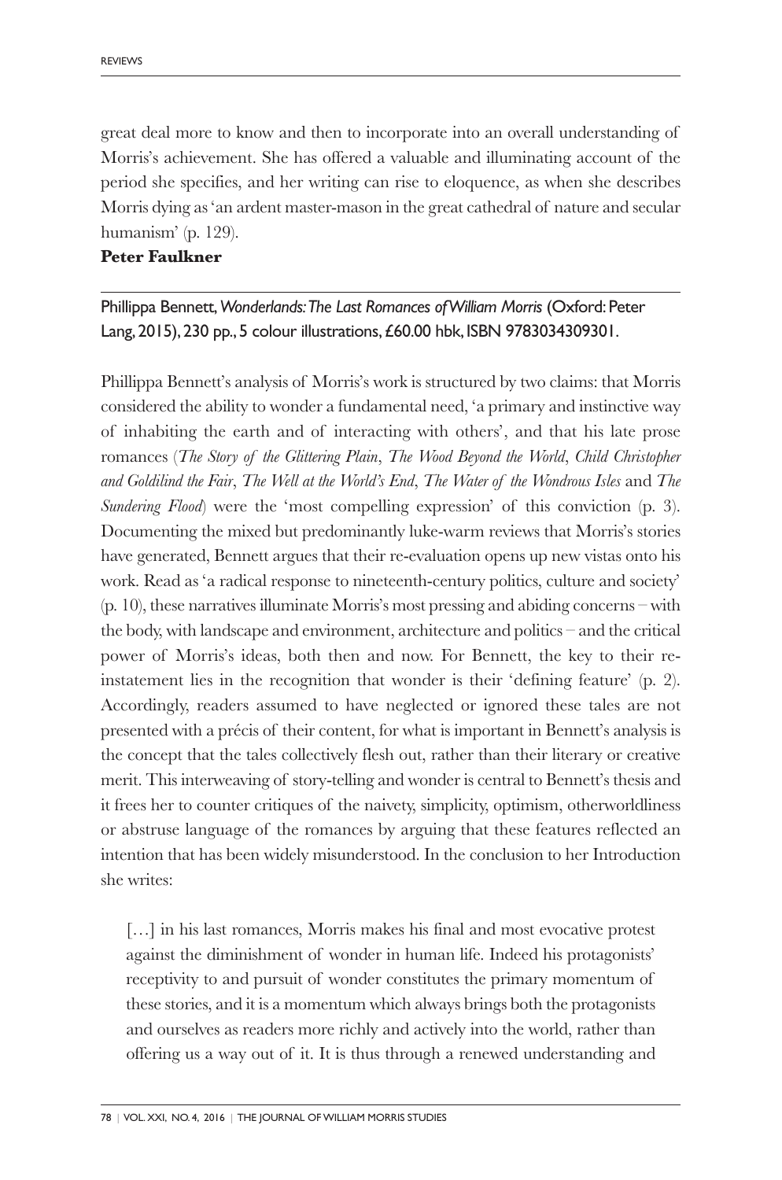great deal more to know and then to incorporate into an overall understanding of Morris's achievement. She has offered a valuable and illuminating account of the period she specifies, and her writing can rise to eloquence, as when she describes Morris dying as 'an ardent master-mason in the great cathedral of nature and secular humanism' (p. 129).

**Peter Faulkner**

---

Phillippa Bennett, *Wonderlands: The Last Romances of William Morris* (Oxford: Peter Lang, 2015), 230 pp., 5 colour illustrations, £60.00 hbk, ISBN 9783034309301.

Phillippa Bennett's analysis of Morris's work is structured by two claims: that Morris considered the ability to wonder a fundamental need, 'a primary and instinctive way of inhabiting the earth and of interacting with others', and that his late prose romances (*The Story of the Glittering Plain*, *The Wood Beyond the World*, *Child Christopher and Goldilind the Fair*, *The Well at the World's End*, *The Water of the Wondrous Isles* and *The Sundering Flood*) were the 'most compelling expression' of this conviction (p. 3). Documenting the mixed but predominantly luke-warm reviews that Morris's stories have generated, Bennett argues that their re-evaluation opens up new vistas onto his work. Read as 'a radical response to nineteenth-century politics, culture and society' (p. 10), these narratives illuminate Morris's most pressing and abiding concerns – with the body, with landscape and environment, architecture and politics – and the critical power of Morris's ideas, both then and now. For Bennett, the key to their re-instatement lies in the recognition that wonder is their 'defining feature' (p. 2). Accordingly, readers assumed to have neglected or ignored these tales are not presented with a précis of their content, for what is important in Bennett's analysis is the concept that the tales collectively flesh out, rather than their literary or creative merit. This interweaving of story-telling and wonder is central to Bennett's thesis and it frees her to counter critiques of the naivety, simplicity, optimism, otherworldliness or abstruse language of the romances by arguing that these features reflected an intention that has been widely misunderstood. In the conclusion to her Introduction she writes:

> […] in his last romances, Morris makes his final and most evocative protest against the diminishment of wonder in human life. Indeed his protagonists' receptivity to and pursuit of wonder constitutes the primary momentum of these stories, and it is a momentum which always brings both the protagonists and ourselves as readers more richly and actively into the world, rather than offering us a way out of it. It is thus through a renewed understanding and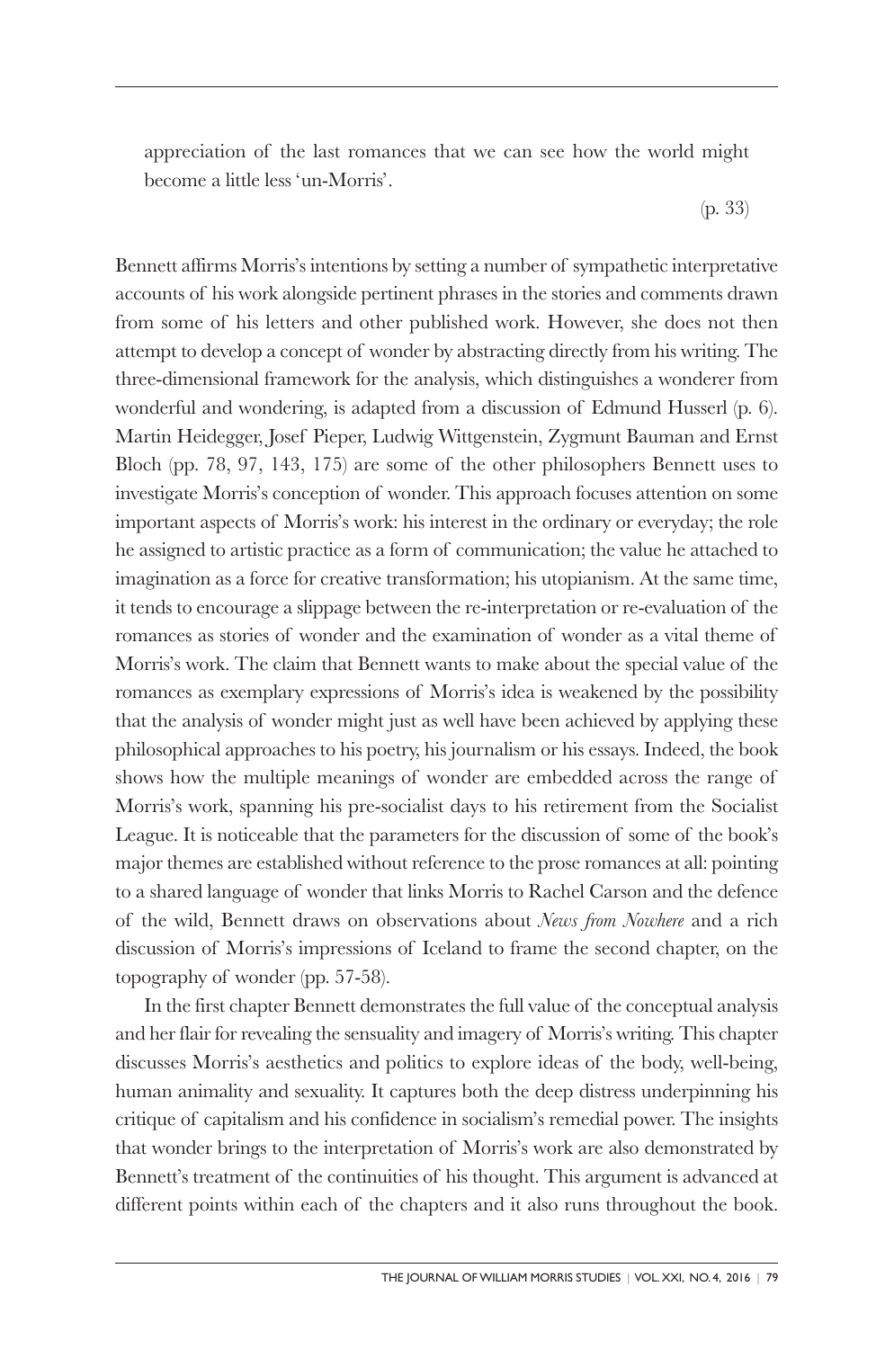appreciation of the last romances that we can see how the world might become a little less 'un-Morris'.

(p. 33)

Bennett affirms Morris's intentions by setting a number of sympathetic interpretative accounts of his work alongside pertinent phrases in the stories and comments drawn from some of his letters and other published work. However, she does not then attempt to develop a concept of wonder by abstracting directly from his writing. The three-dimensional framework for the analysis, which distinguishes a wonderer from wonderful and wondering, is adapted from a discussion of Edmund Husserl (p. 6). Martin Heidegger, Josef Pieper, Ludwig Wittgenstein, Zygmunt Bauman and Ernst Bloch (pp. 78, 97, 143, 175) are some of the other philosophers Bennett uses to investigate Morris's conception of wonder. This approach focuses attention on some important aspects of Morris's work: his interest in the ordinary or everyday; the role he assigned to artistic practice as a form of communication; the value he attached to imagination as a force for creative transformation; his utopianism. At the same time, it tends to encourage a slippage between the re-interpretation or re-evaluation of the romances as stories of wonder and the examination of wonder as a vital theme of Morris's work. The claim that Bennett wants to make about the special value of the romances as exemplary expressions of Morris's idea is weakened by the possibility that the analysis of wonder might just as well have been achieved by applying these philosophical approaches to his poetry, his journalism or his essays. Indeed, the book shows how the multiple meanings of wonder are embedded across the range of Morris's work, spanning his pre-socialist days to his retirement from the Socialist League. It is noticeable that the parameters for the discussion of some of the book's major themes are established without reference to the prose romances at all: pointing to a shared language of wonder that links Morris to Rachel Carson and the defence of the wild, Bennett draws on observations about *News from Nowhere* and a rich discussion of Morris's impressions of Iceland to frame the second chapter, on the topography of wonder (pp. 57-58).

In the first chapter Bennett demonstrates the full value of the conceptual analysis and her flair for revealing the sensuality and imagery of Morris's writing. This chapter discusses Morris's aesthetics and politics to explore ideas of the body, well-being, human animality and sexuality. It captures both the deep distress underpinning his critique of capitalism and his confidence in socialism's remedial power. The insights that wonder brings to the interpretation of Morris's work are also demonstrated by Bennett's treatment of the continuities of his thought. This argument is advanced at different points within each of the chapters and it also runs throughout the book.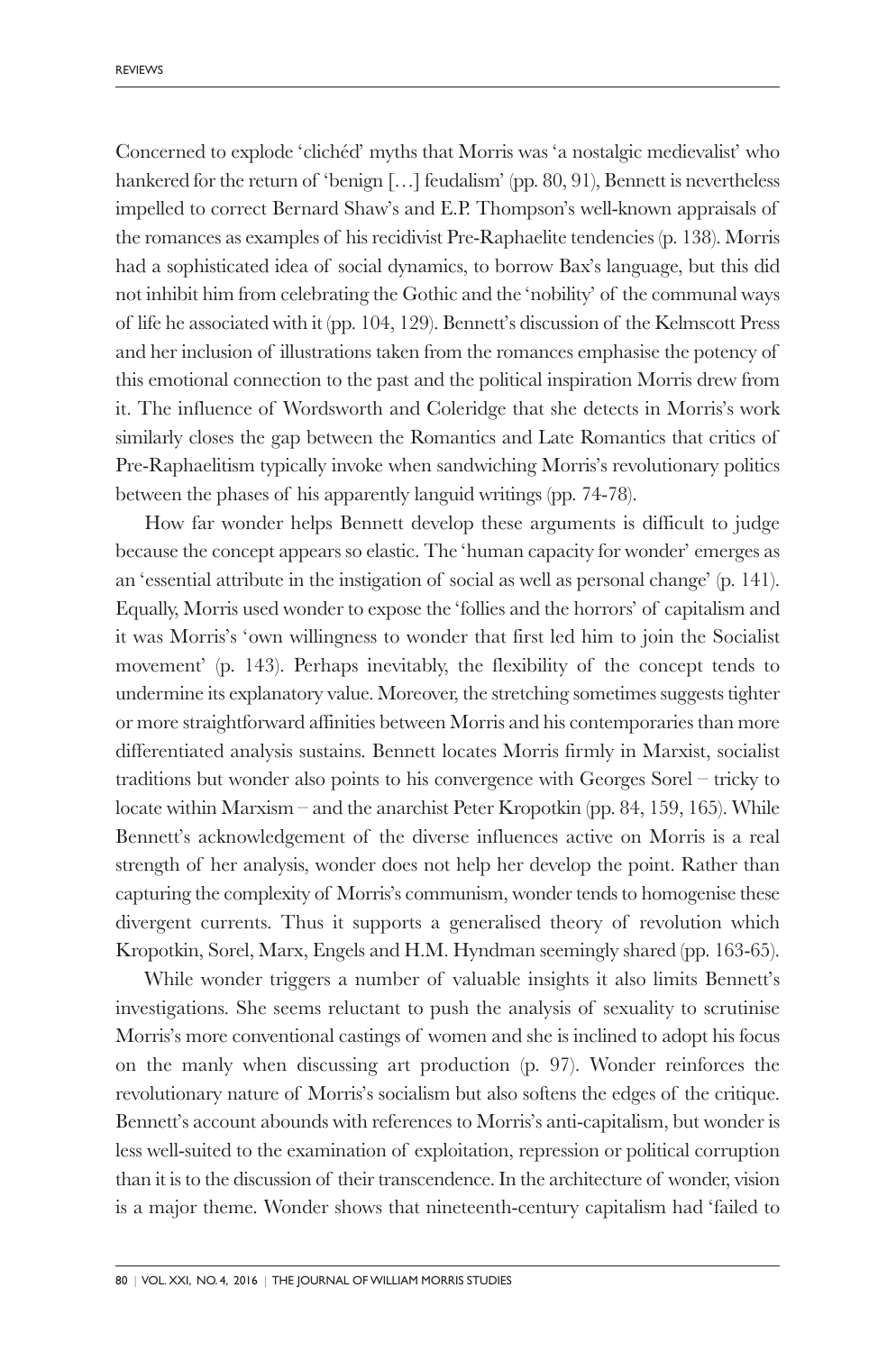Concerned to explode 'clichéd' myths that Morris was 'a nostalgic medievalist' who hankered for the return of 'benign […] feudalism' (pp. 80, 91), Bennett is nevertheless impelled to correct Bernard Shaw's and E.P. Thompson's well-known appraisals of the romances as examples of his recidivist Pre-Raphaelite tendencies (p. 138). Morris had a sophisticated idea of social dynamics, to borrow Bax's language, but this did not inhibit him from celebrating the Gothic and the 'nobility' of the communal ways of life he associated with it (pp. 104, 129). Bennett's discussion of the Kelmscott Press and her inclusion of illustrations taken from the romances emphasise the potency of this emotional connection to the past and the political inspiration Morris drew from it. The influence of Wordsworth and Coleridge that she detects in Morris's work similarly closes the gap between the Romantics and Late Romantics that critics of Pre-Raphaelitism typically invoke when sandwiching Morris's revolutionary politics between the phases of his apparently languid writings (pp. 74-78).

How far wonder helps Bennett develop these arguments is difficult to judge because the concept appears so elastic. The 'human capacity for wonder' emerges as an 'essential attribute in the instigation of social as well as personal change' (p. 141). Equally, Morris used wonder to expose the 'follies and the horrors' of capitalism and it was Morris's 'own willingness to wonder that first led him to join the Socialist movement' (p. 143). Perhaps inevitably, the flexibility of the concept tends to undermine its explanatory value. Moreover, the stretching sometimes suggests tighter or more straightforward affinities between Morris and his contemporaries than more differentiated analysis sustains. Bennett locates Morris firmly in Marxist, socialist traditions but wonder also points to his convergence with Georges Sorel – tricky to locate within Marxism – and the anarchist Peter Kropotkin (pp. 84, 159, 165). While Bennett's acknowledgement of the diverse influences active on Morris is a real strength of her analysis, wonder does not help her develop the point. Rather than capturing the complexity of Morris's communism, wonder tends to homogenise these divergent currents. Thus it supports a generalised theory of revolution which Kropotkin, Sorel, Marx, Engels and H.M. Hyndman seemingly shared (pp. 163-65).

While wonder triggers a number of valuable insights it also limits Bennett's investigations. She seems reluctant to push the analysis of sexuality to scrutinise Morris's more conventional castings of women and she is inclined to adopt his focus on the manly when discussing art production (p. 97). Wonder reinforces the revolutionary nature of Morris's socialism but also softens the edges of the critique. Bennett's account abounds with references to Morris's anti-capitalism, but wonder is less well-suited to the examination of exploitation, repression or political corruption than it is to the discussion of their transcendence. In the architecture of wonder, vision is a major theme. Wonder shows that nineteenth-century capitalism had 'failed to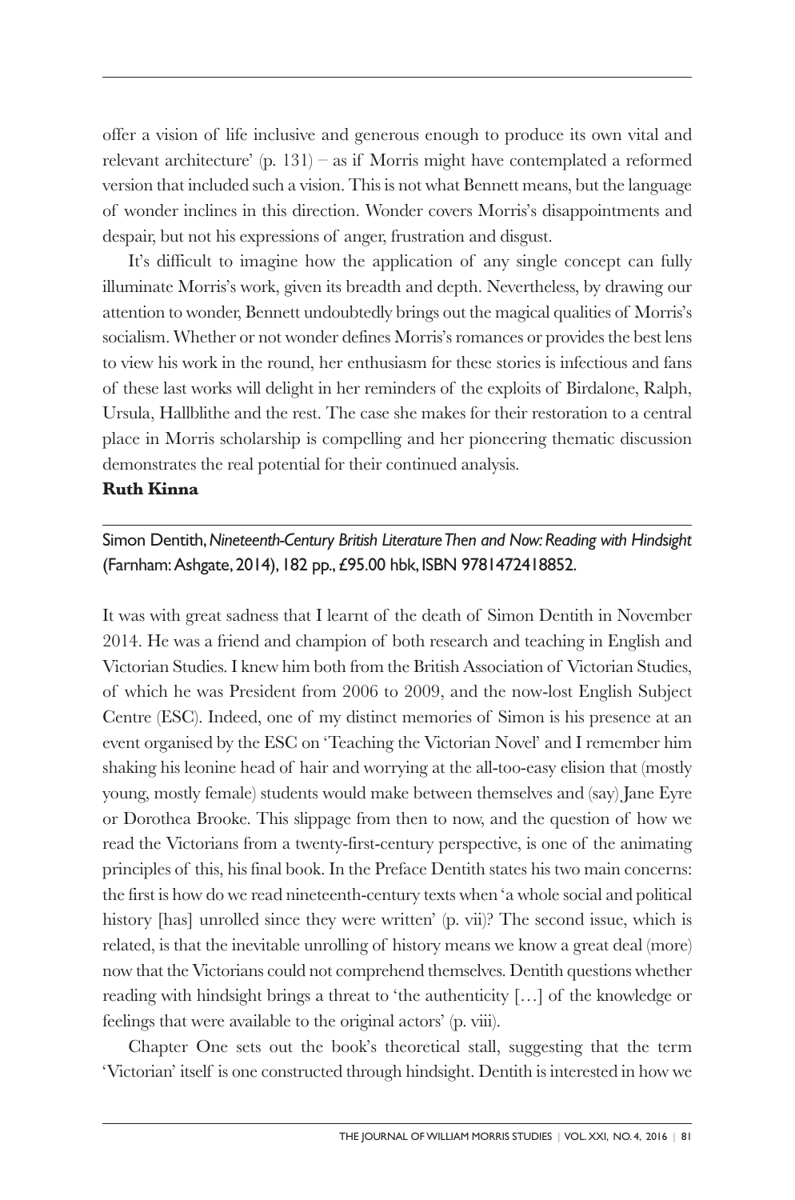offer a vision of life inclusive and generous enough to produce its own vital and relevant architecture' (p. 131) – as if Morris might have contemplated a reformed version that included such a vision. This is not what Bennett means, but the language of wonder inclines in this direction. Wonder covers Morris's disappointments and despair, but not his expressions of anger, frustration and disgust.

It's difficult to imagine how the application of any single concept can fully illuminate Morris's work, given its breadth and depth. Nevertheless, by drawing our attention to wonder, Bennett undoubtedly brings out the magical qualities of Morris's socialism. Whether or not wonder defines Morris's romances or provides the best lens to view his work in the round, her enthusiasm for these stories is infectious and fans of these last works will delight in her reminders of the exploits of Birdalone, Ralph, Ursula, Hallblithe and the rest. The case she makes for their restoration to a central place in Morris scholarship is compelling and her pioneering thematic discussion demonstrates the real potential for their continued analysis.

**Ruth Kinna**

Simon Dentith, *Nineteenth-Century British Literature Then and Now: Reading with Hindsight* (Farnham: Ashgate, 2014), 182 pp., £95.00 hbk, ISBN 9781472418852.

It was with great sadness that I learnt of the death of Simon Dentith in November 2014. He was a friend and champion of both research and teaching in English and Victorian Studies. I knew him both from the British Association of Victorian Studies, of which he was President from 2006 to 2009, and the now-lost English Subject Centre (ESC). Indeed, one of my distinct memories of Simon is his presence at an event organised by the ESC on 'Teaching the Victorian Novel' and I remember him shaking his leonine head of hair and worrying at the all-too-easy elision that (mostly young, mostly female) students would make between themselves and (say) Jane Eyre or Dorothea Brooke. This slippage from then to now, and the question of how we read the Victorians from a twenty-first-century perspective, is one of the animating principles of this, his final book. In the Preface Dentith states his two main concerns: the first is how do we read nineteenth-century texts when 'a whole social and political history [has] unrolled since they were written' (p. vii)? The second issue, which is related, is that the inevitable unrolling of history means we know a great deal (more) now that the Victorians could not comprehend themselves. Dentith questions whether reading with hindsight brings a threat to 'the authenticity […] of the knowledge or feelings that were available to the original actors' (p. viii).

Chapter One sets out the book's theoretical stall, suggesting that the term 'Victorian' itself is one constructed through hindsight. Dentith is interested in how we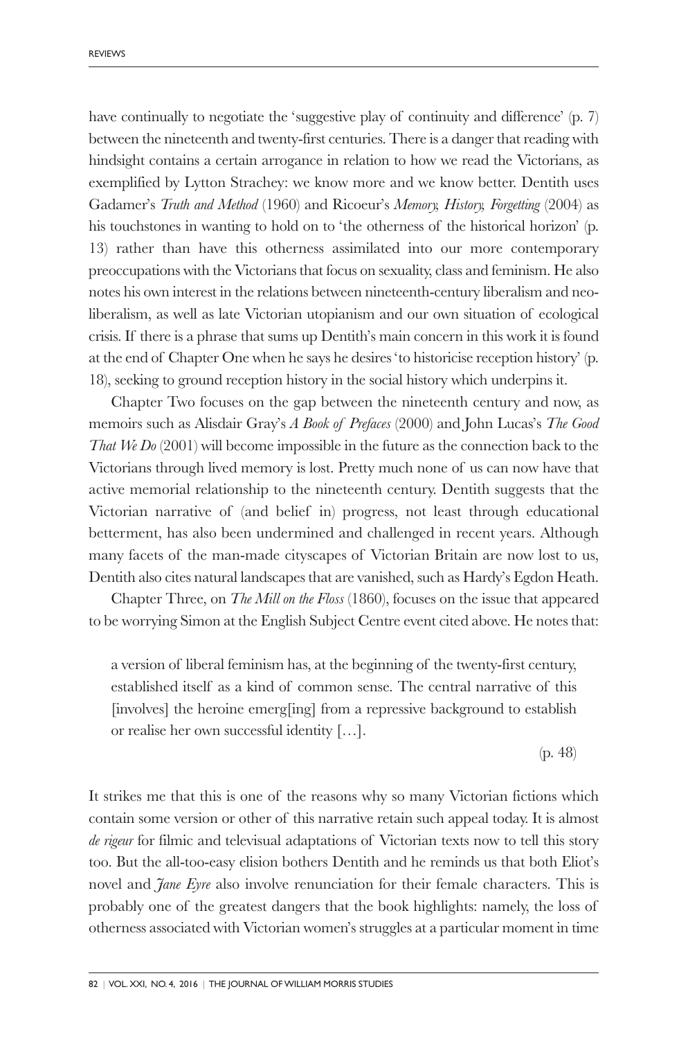have continually to negotiate the 'suggestive play of continuity and difference' (p. 7) between the nineteenth and twenty-first centuries. There is a danger that reading with hindsight contains a certain arrogance in relation to how we read the Victorians, as exemplified by Lytton Strachey: we know more and we know better. Dentith uses Gadamer's *Truth and Method* (1960) and Ricoeur's *Memory, History, Forgetting* (2004) as his touchstones in wanting to hold on to 'the otherness of the historical horizon' (p. 13) rather than have this otherness assimilated into our more contemporary preoccupations with the Victorians that focus on sexuality, class and feminism. He also notes his own interest in the relations between nineteenth-century liberalism and neo-liberalism, as well as late Victorian utopianism and our own situation of ecological crisis. If there is a phrase that sums up Dentith's main concern in this work it is found at the end of Chapter One when he says he desires 'to historicise reception history' (p. 18), seeking to ground reception history in the social history which underpins it.

Chapter Two focuses on the gap between the nineteenth century and now, as memoirs such as Alisdair Gray's *A Book of Prefaces* (2000) and John Lucas's *The Good That We Do* (2001) will become impossible in the future as the connection back to the Victorians through lived memory is lost. Pretty much none of us can now have that active memorial relationship to the nineteenth century. Dentith suggests that the Victorian narrative of (and belief in) progress, not least through educational betterment, has also been undermined and challenged in recent years. Although many facets of the man-made cityscapes of Victorian Britain are now lost to us, Dentith also cites natural landscapes that are vanished, such as Hardy's Egdon Heath.

Chapter Three, on *The Mill on the Floss* (1860), focuses on the issue that appeared to be worrying Simon at the English Subject Centre event cited above. He notes that:

> a version of liberal feminism has, at the beginning of the twenty-first century, established itself as a kind of common sense. The central narrative of this [involves] the heroine emerg[ing] from a repressive background to establish or realise her own successful identity […].
>
> (p. 48)

It strikes me that this is one of the reasons why so many Victorian fictions which contain some version or other of this narrative retain such appeal today. It is almost *de rigeur* for filmic and televisual adaptations of Victorian texts now to tell this story too. But the all-too-easy elision bothers Dentith and he reminds us that both Eliot's novel and *Jane Eyre* also involve renunciation for their female characters. This is probably one of the greatest dangers that the book highlights: namely, the loss of otherness associated with Victorian women's struggles at a particular moment in time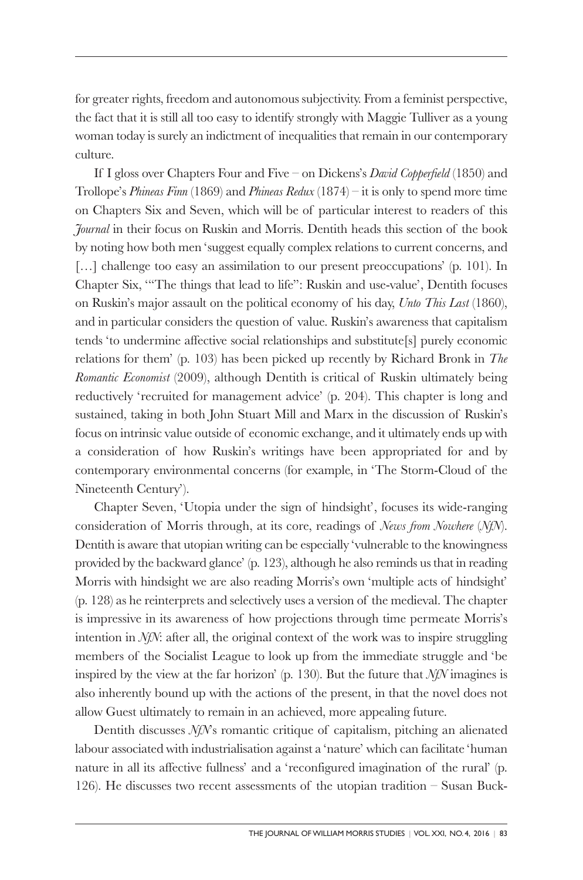for greater rights, freedom and autonomous subjectivity. From a feminist perspective, the fact that it is still all too easy to identify strongly with Maggie Tulliver as a young woman today is surely an indictment of inequalities that remain in our contemporary culture.

If I gloss over Chapters Four and Five – on Dickens's *David Copperfield* (1850) and Trollope's *Phineas Finn* (1869) and *Phineas Redux* (1874) – it is only to spend more time on Chapters Six and Seven, which will be of particular interest to readers of this *Journal* in their focus on Ruskin and Morris. Dentith heads this section of the book by noting how both men 'suggest equally complex relations to current concerns, and […] challenge too easy an assimilation to our present preoccupations' (p. 101). In Chapter Six, '"The things that lead to life": Ruskin and use-value', Dentith focuses on Ruskin's major assault on the political economy of his day, *Unto This Last* (1860), and in particular considers the question of value. Ruskin's awareness that capitalism tends 'to undermine affective social relationships and substitute[s] purely economic relations for them' (p. 103) has been picked up recently by Richard Bronk in *The Romantic Economist* (2009), although Dentith is critical of Ruskin ultimately being reductively 'recruited for management advice' (p. 204). This chapter is long and sustained, taking in both John Stuart Mill and Marx in the discussion of Ruskin's focus on intrinsic value outside of economic exchange, and it ultimately ends up with a consideration of how Ruskin's writings have been appropriated for and by contemporary environmental concerns (for example, in 'The Storm-Cloud of the Nineteenth Century').

Chapter Seven, 'Utopia under the sign of hindsight', focuses its wide-ranging consideration of Morris through, at its core, readings of *News from Nowhere* (*NfN*). Dentith is aware that utopian writing can be especially 'vulnerable to the knowingness provided by the backward glance' (p. 123), although he also reminds us that in reading Morris with hindsight we are also reading Morris's own 'multiple acts of hindsight' (p. 128) as he reinterprets and selectively uses a version of the medieval. The chapter is impressive in its awareness of how projections through time permeate Morris's intention in *NfN*: after all, the original context of the work was to inspire struggling members of the Socialist League to look up from the immediate struggle and 'be inspired by the view at the far horizon' (p. 130). But the future that *NfN* imagines is also inherently bound up with the actions of the present, in that the novel does not allow Guest ultimately to remain in an achieved, more appealing future.

Dentith discusses *NfN*'s romantic critique of capitalism, pitching an alienated labour associated with industrialisation against a 'nature' which can facilitate 'human nature in all its affective fullness' and a 'reconfigured imagination of the rural' (p. 126). He discusses two recent assessments of the utopian tradition – Susan Buck-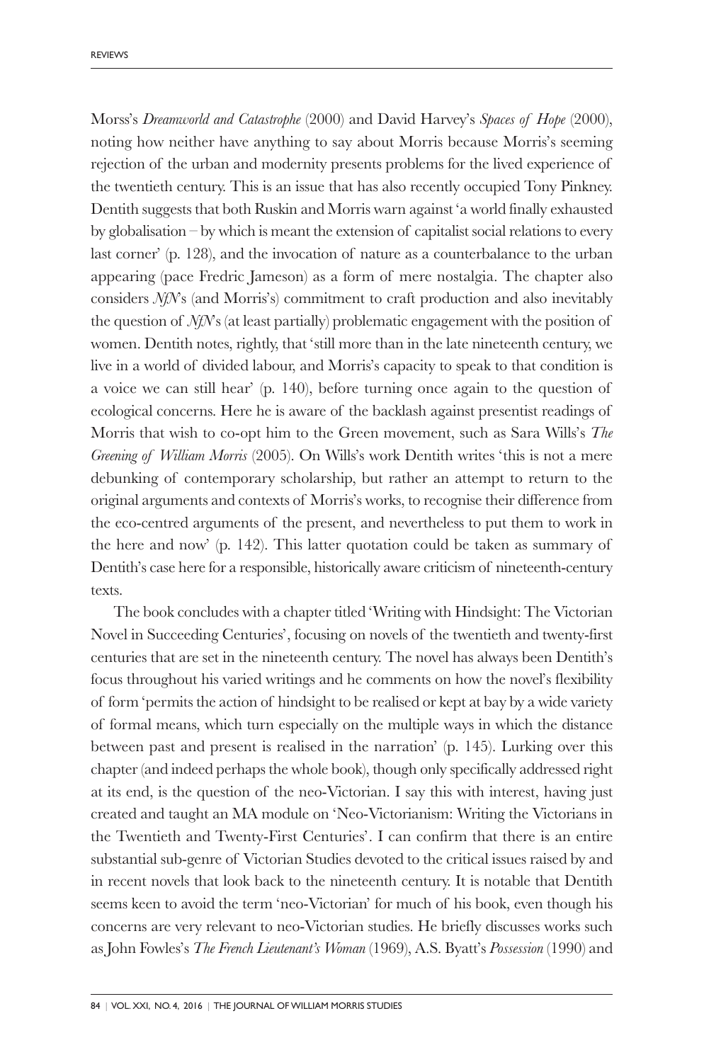Morss's *Dreamworld and Catastrophe* (2000) and David Harvey's *Spaces of Hope* (2000), noting how neither have anything to say about Morris because Morris's seeming rejection of the urban and modernity presents problems for the lived experience of the twentieth century. This is an issue that has also recently occupied Tony Pinkney. Dentith suggests that both Ruskin and Morris warn against 'a world finally exhausted by globalisation – by which is meant the extension of capitalist social relations to every last corner' (p. 128), and the invocation of nature as a counterbalance to the urban appearing (pace Fredric Jameson) as a form of mere nostalgia. The chapter also considers *NfN*'s (and Morris's) commitment to craft production and also inevitably the question of *NfN*'s (at least partially) problematic engagement with the position of women. Dentith notes, rightly, that 'still more than in the late nineteenth century, we live in a world of divided labour, and Morris's capacity to speak to that condition is a voice we can still hear' (p. 140), before turning once again to the question of ecological concerns. Here he is aware of the backlash against presentist readings of Morris that wish to co-opt him to the Green movement, such as Sara Wills's *The Greening of William Morris* (2005). On Wills's work Dentith writes 'this is not a mere debunking of contemporary scholarship, but rather an attempt to return to the original arguments and contexts of Morris's works, to recognise their difference from the eco-centred arguments of the present, and nevertheless to put them to work in the here and now' (p. 142). This latter quotation could be taken as summary of Dentith's case here for a responsible, historically aware criticism of nineteenth-century texts.

The book concludes with a chapter titled 'Writing with Hindsight: The Victorian Novel in Succeeding Centuries', focusing on novels of the twentieth and twenty-first centuries that are set in the nineteenth century. The novel has always been Dentith's focus throughout his varied writings and he comments on how the novel's flexibility of form 'permits the action of hindsight to be realised or kept at bay by a wide variety of formal means, which turn especially on the multiple ways in which the distance between past and present is realised in the narration' (p. 145). Lurking over this chapter (and indeed perhaps the whole book), though only specifically addressed right at its end, is the question of the neo-Victorian. I say this with interest, having just created and taught an MA module on 'Neo-Victorianism: Writing the Victorians in the Twentieth and Twenty-First Centuries'. I can confirm that there is an entire substantial sub-genre of Victorian Studies devoted to the critical issues raised by and in recent novels that look back to the nineteenth century. It is notable that Dentith seems keen to avoid the term 'neo-Victorian' for much of his book, even though his concerns are very relevant to neo-Victorian studies. He briefly discusses works such as John Fowles's *The French Lieutenant's Woman* (1969), A.S. Byatt's *Possession* (1990) and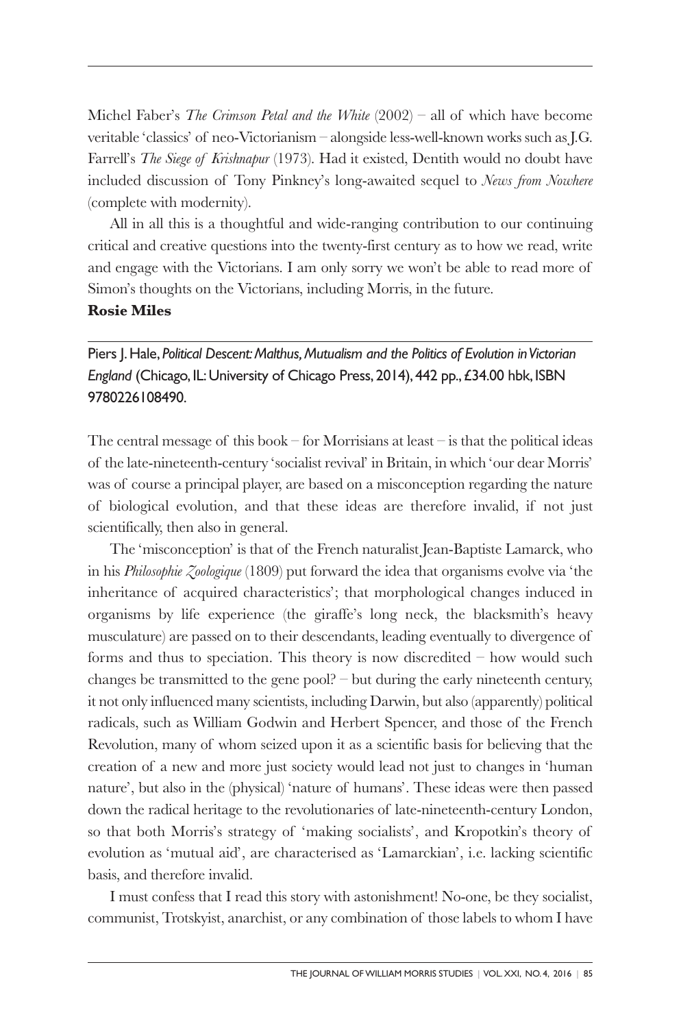Michel Faber's *The Crimson Petal and the White* (2002) – all of which have become veritable 'classics' of neo-Victorianism – alongside less-well-known works such as J.G. Farrell's *The Siege of Krishnapur* (1973). Had it existed, Dentith would no doubt have included discussion of Tony Pinkney's long-awaited sequel to *News from Nowhere* (complete with modernity).

All in all this is a thoughtful and wide-ranging contribution to our continuing critical and creative questions into the twenty-first century as to how we read, write and engage with the Victorians. I am only sorry we won't be able to read more of Simon's thoughts on the Victorians, including Morris, in the future.

**Rosie Miles**

---

Piers J. Hale, *Political Descent: Malthus, Mutualism and the Politics of Evolution in Victorian England* (Chicago, IL: University of Chicago Press, 2014), 442 pp., £34.00 hbk, ISBN 9780226108490.

The central message of this book – for Morrisians at least – is that the political ideas of the late-nineteenth-century 'socialist revival' in Britain, in which 'our dear Morris' was of course a principal player, are based on a misconception regarding the nature of biological evolution, and that these ideas are therefore invalid, if not just scientifically, then also in general.

The 'misconception' is that of the French naturalist Jean-Baptiste Lamarck, who in his *Philosophie Zoologique* (1809) put forward the idea that organisms evolve via 'the inheritance of acquired characteristics'; that morphological changes induced in organisms by life experience (the giraffe's long neck, the blacksmith's heavy musculature) are passed on to their descendants, leading eventually to divergence of forms and thus to speciation. This theory is now discredited – how would such changes be transmitted to the gene pool? – but during the early nineteenth century, it not only influenced many scientists, including Darwin, but also (apparently) political radicals, such as William Godwin and Herbert Spencer, and those of the French Revolution, many of whom seized upon it as a scientific basis for believing that the creation of a new and more just society would lead not just to changes in 'human nature', but also in the (physical) 'nature of humans'. These ideas were then passed down the radical heritage to the revolutionaries of late-nineteenth-century London, so that both Morris's strategy of 'making socialists', and Kropotkin's theory of evolution as 'mutual aid', are characterised as 'Lamarckian', i.e. lacking scientific basis, and therefore invalid.

I must confess that I read this story with astonishment! No-one, be they socialist, communist, Trotskyist, anarchist, or any combination of those labels to whom I have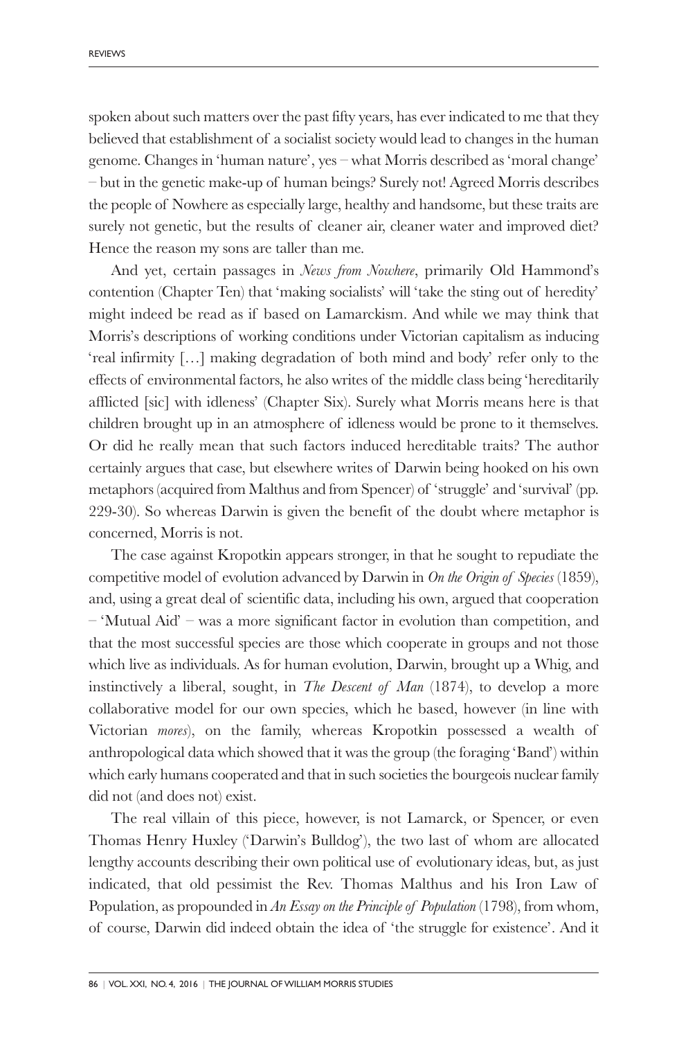spoken about such matters over the past fifty years, has ever indicated to me that they believed that establishment of a socialist society would lead to changes in the human genome. Changes in 'human nature', yes – what Morris described as 'moral change' – but in the genetic make-up of human beings? Surely not! Agreed Morris describes the people of Nowhere as especially large, healthy and handsome, but these traits are surely not genetic, but the results of cleaner air, cleaner water and improved diet? Hence the reason my sons are taller than me.

And yet, certain passages in *News from Nowhere*, primarily Old Hammond's contention (Chapter Ten) that 'making socialists' will 'take the sting out of heredity' might indeed be read as if based on Lamarckism. And while we may think that Morris's descriptions of working conditions under Victorian capitalism as inducing 'real infirmity […] making degradation of both mind and body' refer only to the effects of environmental factors, he also writes of the middle class being 'hereditarily afflicted [sic] with idleness' (Chapter Six). Surely what Morris means here is that children brought up in an atmosphere of idleness would be prone to it themselves. Or did he really mean that such factors induced hereditable traits? The author certainly argues that case, but elsewhere writes of Darwin being hooked on his own metaphors (acquired from Malthus and from Spencer) of 'struggle' and 'survival' (pp. 229-30). So whereas Darwin is given the benefit of the doubt where metaphor is concerned, Morris is not.

The case against Kropotkin appears stronger, in that he sought to repudiate the competitive model of evolution advanced by Darwin in *On the Origin of Species* (1859), and, using a great deal of scientific data, including his own, argued that cooperation – 'Mutual Aid' – was a more significant factor in evolution than competition, and that the most successful species are those which cooperate in groups and not those which live as individuals. As for human evolution, Darwin, brought up a Whig, and instinctively a liberal, sought, in *The Descent of Man* (1874), to develop a more collaborative model for our own species, which he based, however (in line with Victorian *mores*), on the family, whereas Kropotkin possessed a wealth of anthropological data which showed that it was the group (the foraging 'Band') within which early humans cooperated and that in such societies the bourgeois nuclear family did not (and does not) exist.

The real villain of this piece, however, is not Lamarck, or Spencer, or even Thomas Henry Huxley ('Darwin's Bulldog'), the two last of whom are allocated lengthy accounts describing their own political use of evolutionary ideas, but, as just indicated, that old pessimist the Rev. Thomas Malthus and his Iron Law of Population, as propounded in *An Essay on the Principle of Population* (1798), from whom, of course, Darwin did indeed obtain the idea of 'the struggle for existence'. And it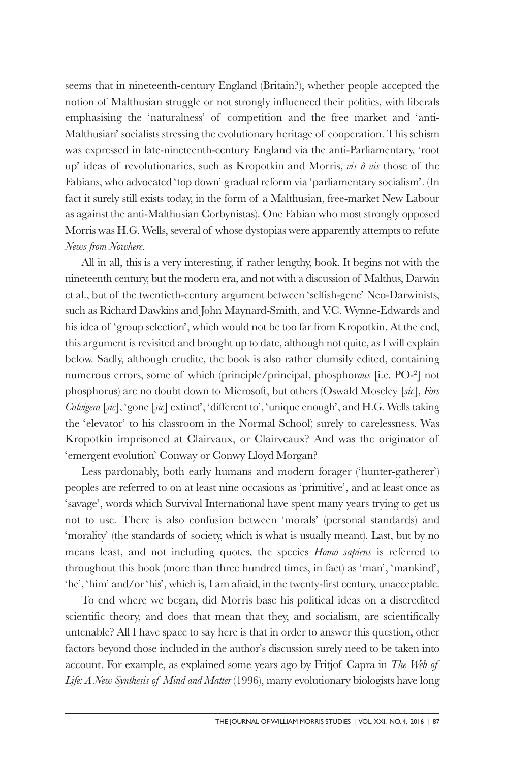seems that in nineteenth-century England (Britain?), whether people accepted the notion of Malthusian struggle or not strongly influenced their politics, with liberals emphasising the 'naturalness' of competition and the free market and 'anti-Malthusian' socialists stressing the evolutionary heritage of cooperation. This schism was expressed in late-nineteenth-century England via the anti-Parliamentary, 'root up' ideas of revolutionaries, such as Kropotkin and Morris, *vis à vis* those of the Fabians, who advocated 'top down' gradual reform via 'parliamentary socialism'. (In fact it surely still exists today, in the form of a Malthusian, free-market New Labour as against the anti-Malthusian Corbynistas). One Fabian who most strongly opposed Morris was H.G. Wells, several of whose dystopias were apparently attempts to refute *News from Nowhere*.

All in all, this is a very interesting, if rather lengthy, book. It begins not with the nineteenth century, but the modern era, and not with a discussion of Malthus, Darwin et al., but of the twentieth-century argument between 'selfish-gene' Neo-Darwinists, such as Richard Dawkins and John Maynard-Smith, and V.C. Wynne-Edwards and his idea of 'group selection', which would not be too far from Kropotkin. At the end, this argument is revisited and brought up to date, although not quite, as I will explain below. Sadly, although erudite, the book is also rather clumsily edited, containing numerous errors, some of which (principle/principal, phosphor*ous* [i.e. $PO^{-2}$] not phosphorus) are no doubt down to Microsoft, but others (Oswald Moseley [*sic*], *Fors Calvigera* [*sic*], 'gone [*sic*] extinct', 'different to', 'unique enough', and H.G. Wells taking the 'elevator' to his classroom in the Normal School) surely to carelessness. Was Kropotkin imprisoned at Clairvaux, or Clairveaux? And was the originator of 'emergent evolution' Conway or Conwy Lloyd Morgan?

Less pardonably, both early humans and modern forager ('hunter-gatherer') peoples are referred to on at least nine occasions as 'primitive', and at least once as 'savage', words which Survival International have spent many years trying to get us not to use. There is also confusion between 'morals' (personal standards) and 'morality' (the standards of society, which is what is usually meant). Last, but by no means least, and not including quotes, the species *Homo sapiens* is referred to throughout this book (more than three hundred times, in fact) as 'man', 'mankind', 'he', 'him' and/or 'his', which is, I am afraid, in the twenty-first century, unacceptable.

To end where we began, did Morris base his political ideas on a discredited scientific theory, and does that mean that they, and socialism, are scientifically untenable? All I have space to say here is that in order to answer this question, other factors beyond those included in the author's discussion surely need to be taken into account. For example, as explained some years ago by Fritjof Capra in *The Web of Life: A New Synthesis of Mind and Matter* (1996), many evolutionary biologists have long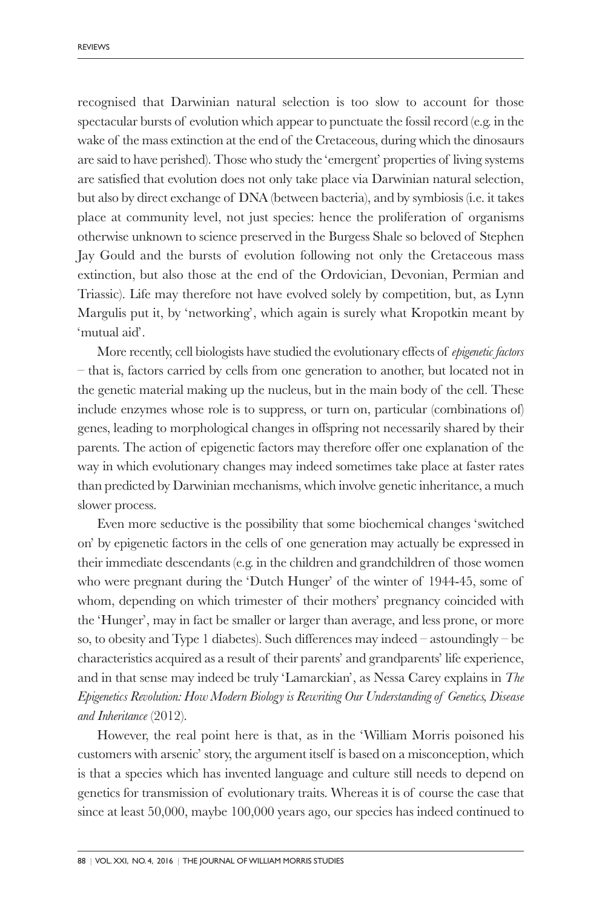recognised that Darwinian natural selection is too slow to account for those spectacular bursts of evolution which appear to punctuate the fossil record (e.g. in the wake of the mass extinction at the end of the Cretaceous, during which the dinosaurs are said to have perished). Those who study the 'emergent' properties of living systems are satisfied that evolution does not only take place via Darwinian natural selection, but also by direct exchange of DNA (between bacteria), and by symbiosis (i.e. it takes place at community level, not just species: hence the proliferation of organisms otherwise unknown to science preserved in the Burgess Shale so beloved of Stephen Jay Gould and the bursts of evolution following not only the Cretaceous mass extinction, but also those at the end of the Ordovician, Devonian, Permian and Triassic). Life may therefore not have evolved solely by competition, but, as Lynn Margulis put it, by 'networking', which again is surely what Kropotkin meant by 'mutual aid'.

More recently, cell biologists have studied the evolutionary effects of *epigenetic factors* – that is, factors carried by cells from one generation to another, but located not in the genetic material making up the nucleus, but in the main body of the cell. These include enzymes whose role is to suppress, or turn on, particular (combinations of) genes, leading to morphological changes in offspring not necessarily shared by their parents. The action of epigenetic factors may therefore offer one explanation of the way in which evolutionary changes may indeed sometimes take place at faster rates than predicted by Darwinian mechanisms, which involve genetic inheritance, a much slower process.

Even more seductive is the possibility that some biochemical changes 'switched on' by epigenetic factors in the cells of one generation may actually be expressed in their immediate descendants (e.g. in the children and grandchildren of those women who were pregnant during the 'Dutch Hunger' of the winter of 1944-45, some of whom, depending on which trimester of their mothers' pregnancy coincided with the 'Hunger', may in fact be smaller or larger than average, and less prone, or more so, to obesity and Type 1 diabetes). Such differences may indeed – astoundingly – be characteristics acquired as a result of their parents' and grandparents' life experience, and in that sense may indeed be truly 'Lamarckian', as Nessa Carey explains in *The Epigenetics Revolution: How Modern Biology is Rewriting Our Understanding of Genetics, Disease and Inheritance* (2012).

However, the real point here is that, as in the 'William Morris poisoned his customers with arsenic' story, the argument itself is based on a misconception, which is that a species which has invented language and culture still needs to depend on genetics for transmission of evolutionary traits. Whereas it is of course the case that since at least 50,000, maybe 100,000 years ago, our species has indeed continued to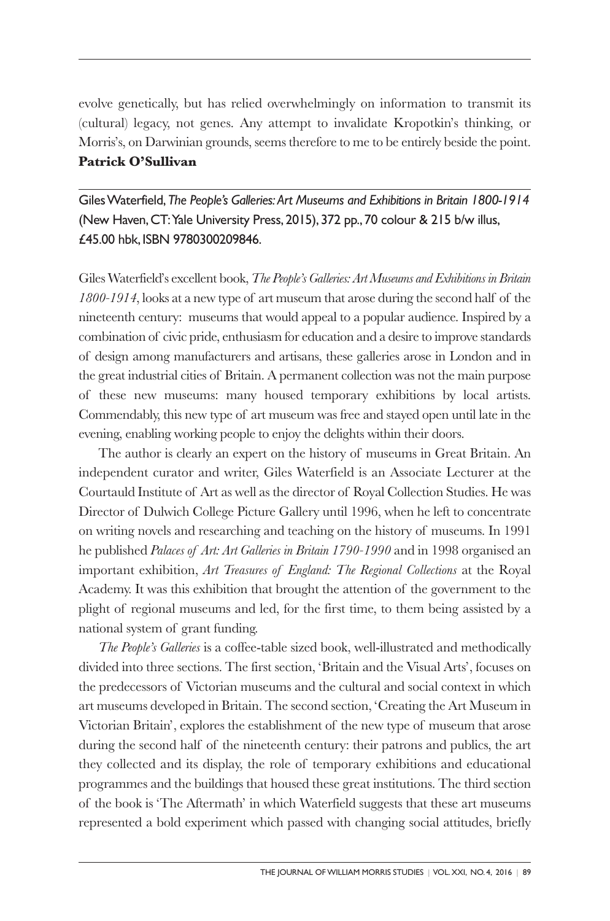evolve genetically, but has relied overwhelmingly on information to transmit its (cultural) legacy, not genes. Any attempt to invalidate Kropotkin's thinking, or Morris's, on Darwinian grounds, seems therefore to me to be entirely beside the point.

**Patrick O'Sullivan**

---

Giles Waterfield, *The People's Galleries: Art Museums and Exhibitions in Britain 1800-1914* (New Haven, CT: Yale University Press, 2015), 372 pp., 70 colour & 215 b/w illus, £45.00 hbk, ISBN 9780300209846.

Giles Waterfield's excellent book, *The People's Galleries: Art Museums and Exhibitions in Britain 1800-1914*, looks at a new type of art museum that arose during the second half of the nineteenth century: museums that would appeal to a popular audience. Inspired by a combination of civic pride, enthusiasm for education and a desire to improve standards of design among manufacturers and artisans, these galleries arose in London and in the great industrial cities of Britain. A permanent collection was not the main purpose of these new museums: many housed temporary exhibitions by local artists. Commendably, this new type of art museum was free and stayed open until late in the evening, enabling working people to enjoy the delights within their doors.

The author is clearly an expert on the history of museums in Great Britain. An independent curator and writer, Giles Waterfield is an Associate Lecturer at the Courtauld Institute of Art as well as the director of Royal Collection Studies. He was Director of Dulwich College Picture Gallery until 1996, when he left to concentrate on writing novels and researching and teaching on the history of museums. In 1991 he published *Palaces of Art: Art Galleries in Britain 1790-1990* and in 1998 organised an important exhibition, *Art Treasures of England: The Regional Collections* at the Royal Academy. It was this exhibition that brought the attention of the government to the plight of regional museums and led, for the first time, to them being assisted by a national system of grant funding.

*The People's Galleries* is a coffee-table sized book, well-illustrated and methodically divided into three sections. The first section, 'Britain and the Visual Arts', focuses on the predecessors of Victorian museums and the cultural and social context in which art museums developed in Britain. The second section, 'Creating the Art Museum in Victorian Britain', explores the establishment of the new type of museum that arose during the second half of the nineteenth century: their patrons and publics, the art they collected and its display, the role of temporary exhibitions and educational programmes and the buildings that housed these great institutions. The third section of the book is 'The Aftermath' in which Waterfield suggests that these art museums represented a bold experiment which passed with changing social attitudes, briefly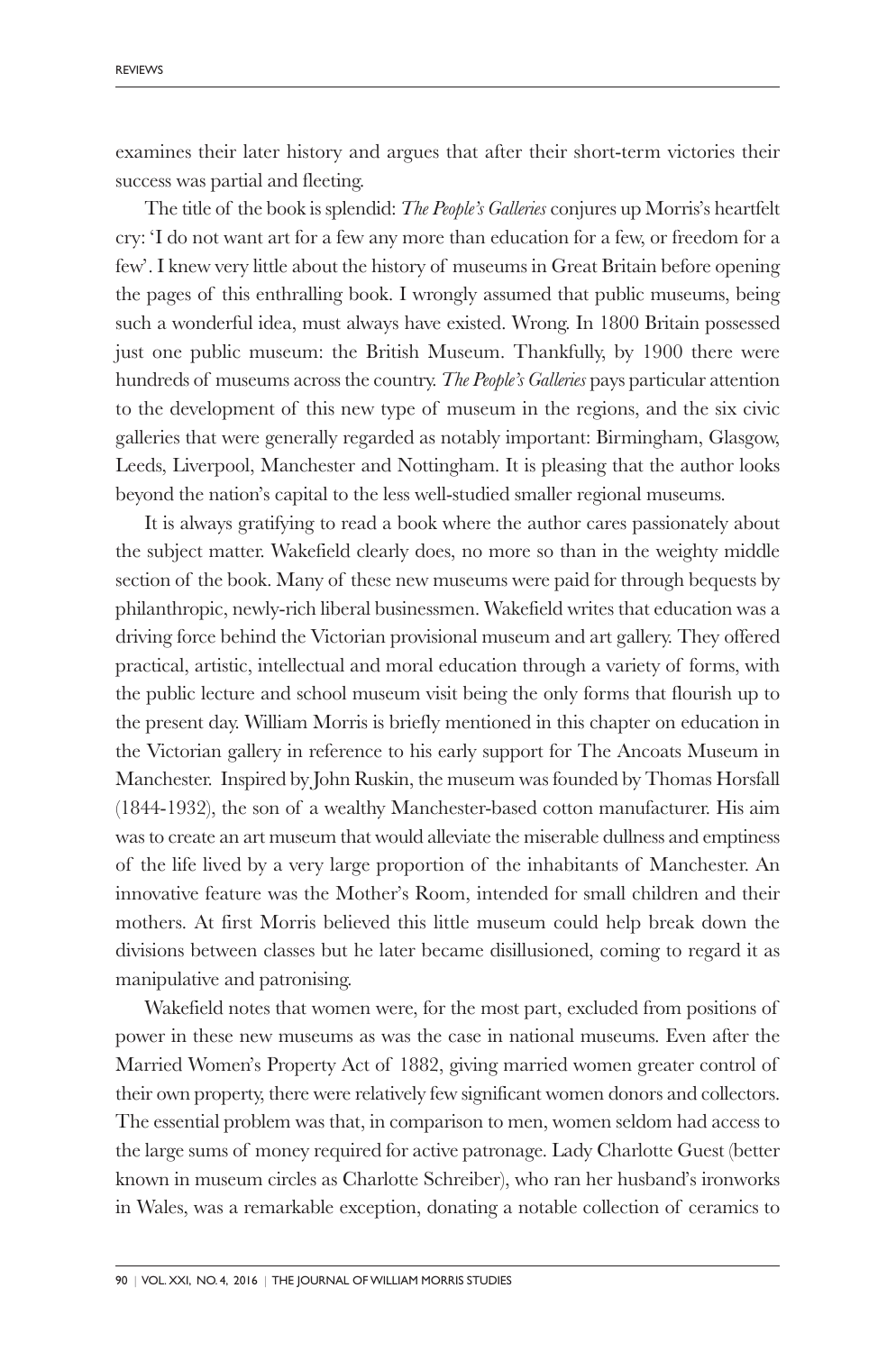examines their later history and argues that after their short-term victories their success was partial and fleeting.

The title of the book is splendid: *The People's Galleries* conjures up Morris's heartfelt cry: 'I do not want art for a few any more than education for a few, or freedom for a few'. I knew very little about the history of museums in Great Britain before opening the pages of this enthralling book. I wrongly assumed that public museums, being such a wonderful idea, must always have existed. Wrong. In 1800 Britain possessed just one public museum: the British Museum. Thankfully, by 1900 there were hundreds of museums across the country. *The People's Galleries* pays particular attention to the development of this new type of museum in the regions, and the six civic galleries that were generally regarded as notably important: Birmingham, Glasgow, Leeds, Liverpool, Manchester and Nottingham. It is pleasing that the author looks beyond the nation's capital to the less well-studied smaller regional museums.

It is always gratifying to read a book where the author cares passionately about the subject matter. Wakefield clearly does, no more so than in the weighty middle section of the book. Many of these new museums were paid for through bequests by philanthropic, newly-rich liberal businessmen. Wakefield writes that education was a driving force behind the Victorian provisional museum and art gallery. They offered practical, artistic, intellectual and moral education through a variety of forms, with the public lecture and school museum visit being the only forms that flourish up to the present day. William Morris is briefly mentioned in this chapter on education in the Victorian gallery in reference to his early support for The Ancoats Museum in Manchester. Inspired by John Ruskin, the museum was founded by Thomas Horsfall (1844-1932), the son of a wealthy Manchester-based cotton manufacturer. His aim was to create an art museum that would alleviate the miserable dullness and emptiness of the life lived by a very large proportion of the inhabitants of Manchester. An innovative feature was the Mother's Room, intended for small children and their mothers. At first Morris believed this little museum could help break down the divisions between classes but he later became disillusioned, coming to regard it as manipulative and patronising.

Wakefield notes that women were, for the most part, excluded from positions of power in these new museums as was the case in national museums. Even after the Married Women's Property Act of 1882, giving married women greater control of their own property, there were relatively few significant women donors and collectors. The essential problem was that, in comparison to men, women seldom had access to the large sums of money required for active patronage. Lady Charlotte Guest (better known in museum circles as Charlotte Schreiber), who ran her husband's ironworks in Wales, was a remarkable exception, donating a notable collection of ceramics to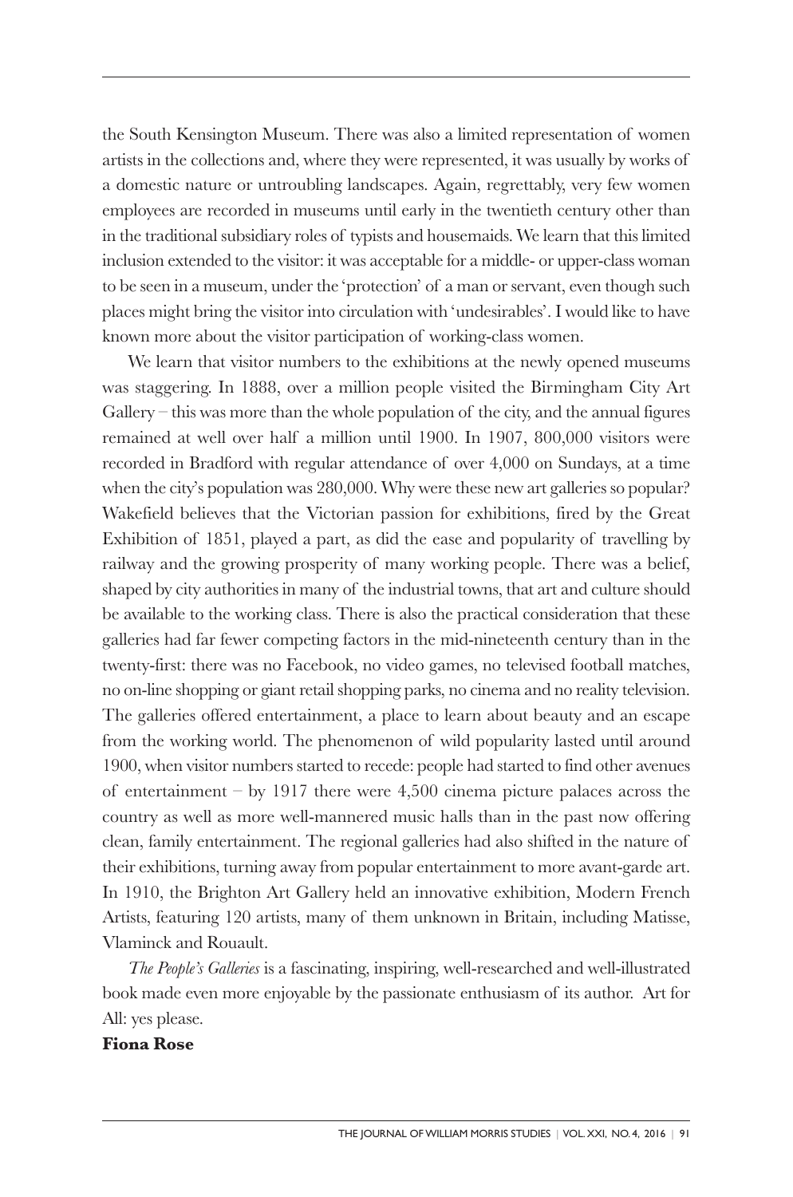the South Kensington Museum. There was also a limited representation of women artists in the collections and, where they were represented, it was usually by works of a domestic nature or untroubling landscapes. Again, regrettably, very few women employees are recorded in museums until early in the twentieth century other than in the traditional subsidiary roles of typists and housemaids. We learn that this limited inclusion extended to the visitor: it was acceptable for a middle- or upper-class woman to be seen in a museum, under the 'protection' of a man or servant, even though such places might bring the visitor into circulation with 'undesirables'. I would like to have known more about the visitor participation of working-class women.

We learn that visitor numbers to the exhibitions at the newly opened museums was staggering. In 1888, over a million people visited the Birmingham City Art Gallery – this was more than the whole population of the city, and the annual figures remained at well over half a million until 1900. In 1907, 800,000 visitors were recorded in Bradford with regular attendance of over 4,000 on Sundays, at a time when the city's population was 280,000. Why were these new art galleries so popular? Wakefield believes that the Victorian passion for exhibitions, fired by the Great Exhibition of 1851, played a part, as did the ease and popularity of travelling by railway and the growing prosperity of many working people. There was a belief, shaped by city authorities in many of the industrial towns, that art and culture should be available to the working class. There is also the practical consideration that these galleries had far fewer competing factors in the mid-nineteenth century than in the twenty-first: there was no Facebook, no video games, no televised football matches, no on-line shopping or giant retail shopping parks, no cinema and no reality television. The galleries offered entertainment, a place to learn about beauty and an escape from the working world. The phenomenon of wild popularity lasted until around 1900, when visitor numbers started to recede: people had started to find other avenues of entertainment – by 1917 there were 4,500 cinema picture palaces across the country as well as more well-mannered music halls than in the past now offering clean, family entertainment. The regional galleries had also shifted in the nature of their exhibitions, turning away from popular entertainment to more avant-garde art. In 1910, the Brighton Art Gallery held an innovative exhibition, Modern French Artists, featuring 120 artists, many of them unknown in Britain, including Matisse, Vlaminck and Rouault.

*The People's Galleries* is a fascinating, inspiring, well-researched and well-illustrated book made even more enjoyable by the passionate enthusiasm of its author. Art for All: yes please.

**Fiona Rose**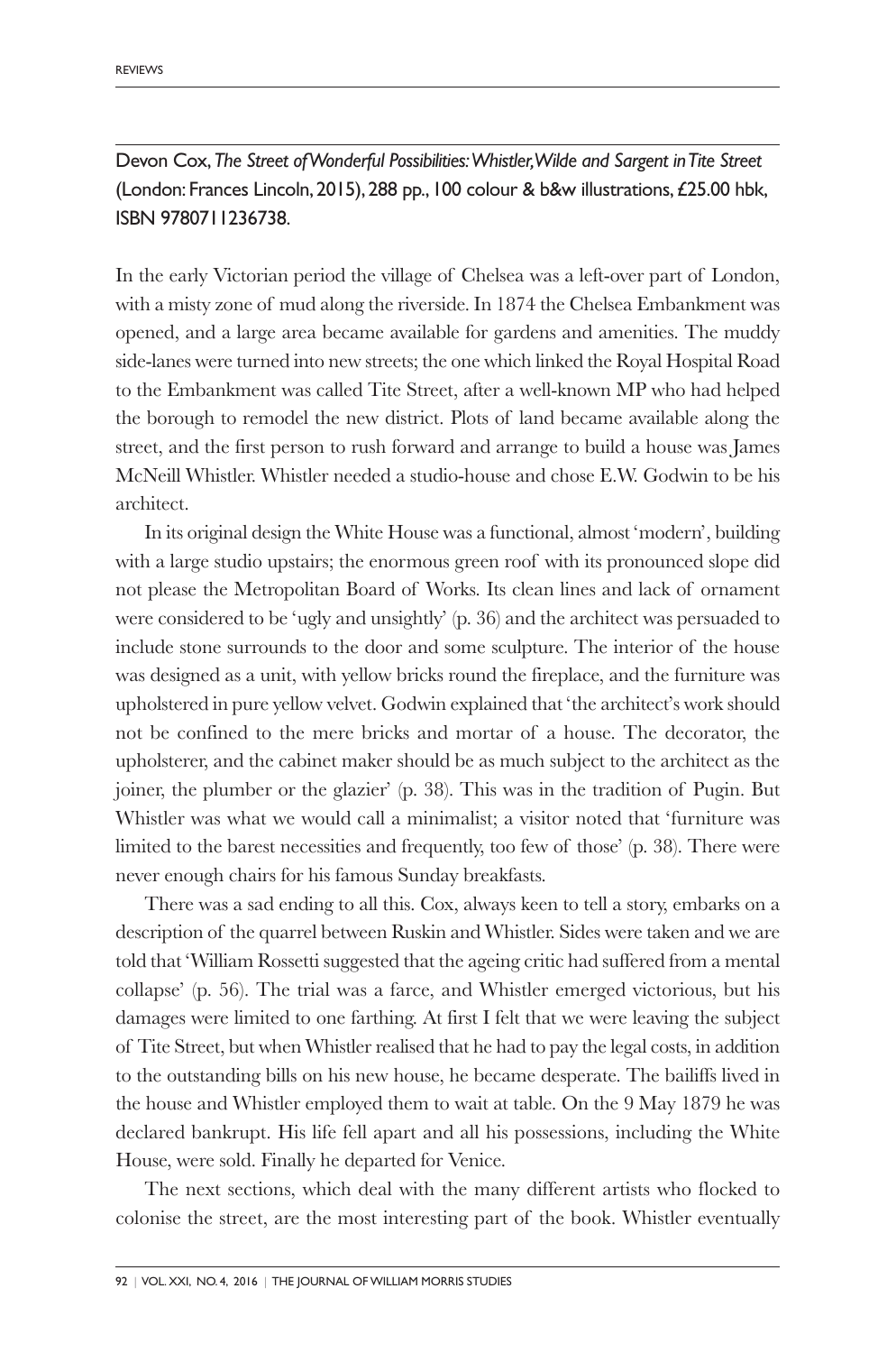Devon Cox, *The Street of Wonderful Possibilities: Whistler, Wilde and Sargent in Tite Street* (London: Frances Lincoln, 2015), 288 pp., 100 colour & b&w illustrations, £25.00 hbk, ISBN 9780711236738.

In the early Victorian period the village of Chelsea was a left-over part of London, with a misty zone of mud along the riverside. In 1874 the Chelsea Embankment was opened, and a large area became available for gardens and amenities. The muddy side-lanes were turned into new streets; the one which linked the Royal Hospital Road to the Embankment was called Tite Street, after a well-known MP who had helped the borough to remodel the new district. Plots of land became available along the street, and the first person to rush forward and arrange to build a house was James McNeill Whistler. Whistler needed a studio-house and chose E.W. Godwin to be his architect.

In its original design the White House was a functional, almost 'modern', building with a large studio upstairs; the enormous green roof with its pronounced slope did not please the Metropolitan Board of Works. Its clean lines and lack of ornament were considered to be 'ugly and unsightly' (p. 36) and the architect was persuaded to include stone surrounds to the door and some sculpture. The interior of the house was designed as a unit, with yellow bricks round the fireplace, and the furniture was upholstered in pure yellow velvet. Godwin explained that 'the architect's work should not be confined to the mere bricks and mortar of a house. The decorator, the upholsterer, and the cabinet maker should be as much subject to the architect as the joiner, the plumber or the glazier' (p. 38). This was in the tradition of Pugin. But Whistler was what we would call a minimalist; a visitor noted that 'furniture was limited to the barest necessities and frequently, too few of those' (p. 38). There were never enough chairs for his famous Sunday breakfasts.

There was a sad ending to all this. Cox, always keen to tell a story, embarks on a description of the quarrel between Ruskin and Whistler. Sides were taken and we are told that 'William Rossetti suggested that the ageing critic had suffered from a mental collapse' (p. 56). The trial was a farce, and Whistler emerged victorious, but his damages were limited to one farthing. At first I felt that we were leaving the subject of Tite Street, but when Whistler realised that he had to pay the legal costs, in addition to the outstanding bills on his new house, he became desperate. The bailiffs lived in the house and Whistler employed them to wait at table. On the 9 May 1879 he was declared bankrupt. His life fell apart and all his possessions, including the White House, were sold. Finally he departed for Venice.

The next sections, which deal with the many different artists who flocked to colonise the street, are the most interesting part of the book. Whistler eventually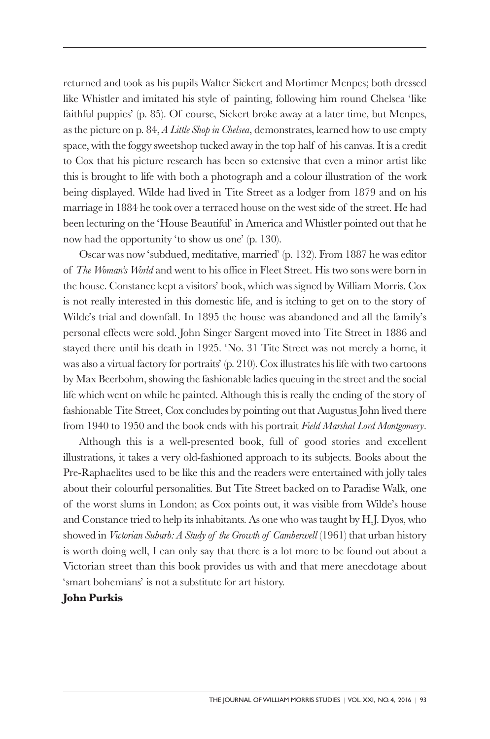returned and took as his pupils Walter Sickert and Mortimer Menpes; both dressed like Whistler and imitated his style of painting, following him round Chelsea 'like faithful puppies' (p. 85). Of course, Sickert broke away at a later time, but Menpes, as the picture on p. 84, *A Little Shop in Chelsea*, demonstrates, learned how to use empty space, with the foggy sweetshop tucked away in the top half of his canvas. It is a credit to Cox that his picture research has been so extensive that even a minor artist like this is brought to life with both a photograph and a colour illustration of the work being displayed. Wilde had lived in Tite Street as a lodger from 1879 and on his marriage in 1884 he took over a terraced house on the west side of the street. He had been lecturing on the 'House Beautiful' in America and Whistler pointed out that he now had the opportunity 'to show us one' (p. 130).

Oscar was now 'subdued, meditative, married' (p. 132). From 1887 he was editor of *The Woman's World* and went to his office in Fleet Street. His two sons were born in the house. Constance kept a visitors' book, which was signed by William Morris. Cox is not really interested in this domestic life, and is itching to get on to the story of Wilde's trial and downfall. In 1895 the house was abandoned and all the family's personal effects were sold. John Singer Sargent moved into Tite Street in 1886 and stayed there until his death in 1925. 'No. 31 Tite Street was not merely a home, it was also a virtual factory for portraits' (p. 210). Cox illustrates his life with two cartoons by Max Beerbohm, showing the fashionable ladies queuing in the street and the social life which went on while he painted. Although this is really the ending of the story of fashionable Tite Street, Cox concludes by pointing out that Augustus John lived there from 1940 to 1950 and the book ends with his portrait *Field Marshal Lord Montgomery*.

Although this is a well-presented book, full of good stories and excellent illustrations, it takes a very old-fashioned approach to its subjects. Books about the Pre-Raphaelites used to be like this and the readers were entertained with jolly tales about their colourful personalities. But Tite Street backed on to Paradise Walk, one of the worst slums in London; as Cox points out, it was visible from Wilde's house and Constance tried to help its inhabitants. As one who was taught by H.J. Dyos, who showed in *Victorian Suburb: A Study of the Growth of Camberwell* (1961) that urban history is worth doing well, I can only say that there is a lot more to be found out about a Victorian street than this book provides us with and that mere anecdotage about 'smart bohemians' is not a substitute for art history.

**John Purkis**